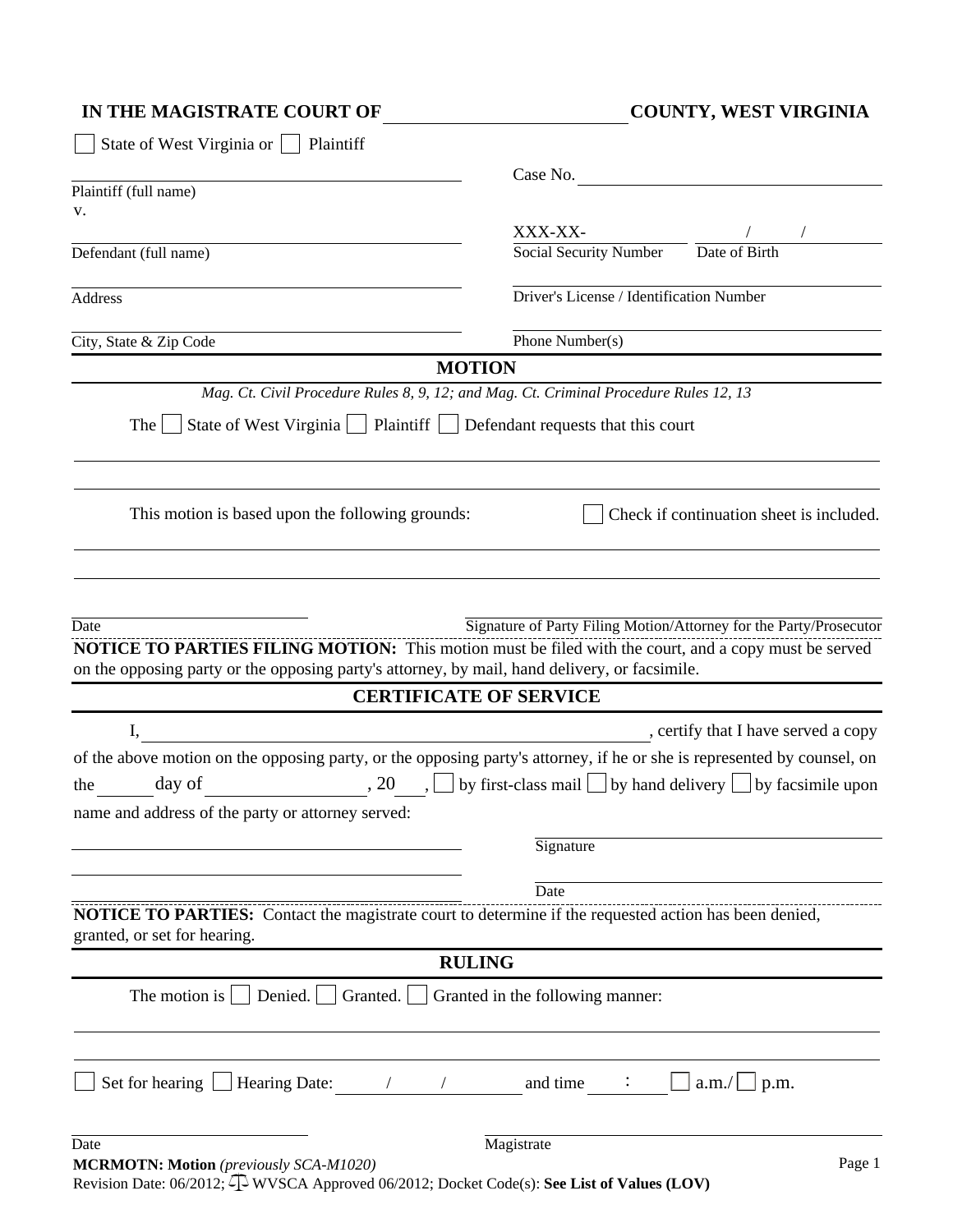**IN THE MAGISTRATE COURT OF ______________________ COUNTY, WEST VIRGINIA**

☐ State of West Virginia or ☐ Plaintiff

______________________________
Plaintiff (full name)

Case No. ______________________________

v.

______________________________
Defendant (full name)

XXX-XX-__________ ____/____/____
Social Security Number Date of Birth

______________________________
Address

______________________________
Driver's License / Identification Number

______________________________
City, State & Zip Code

______________________________
Phone Number(s)

## MOTION

*Mag. Ct. Civil Procedure Rules 8, 9, 12; and Mag. Ct. Criminal Procedure Rules 12, 13*

The ☐ State of West Virginia ☐ Plaintiff ☐ Defendant requests that this court

______________________________________________________________________

______________________________________________________________________

This motion is based upon the following grounds: ☐ Check if continuation sheet is included.

______________________________________________________________________

______________________________________________________________________

______________________________ ______________________________
Date Signature of Party Filing Motion/Attorney for the Party/Prosecutor

**NOTICE TO PARTIES FILING MOTION:** This motion must be filed with the court, and a copy must be served on the opposing party or the opposing party's attorney, by mail, hand delivery, or facsimile.

## CERTIFICATE OF SERVICE

I, ______________________________________________, certify that I have served a copy of the above motion on the opposing party, or the opposing party's attorney, if he or she is represented by counsel, on the ______ day of ________________, 20____, ☐ by first-class mail ☐ by hand delivery ☐ by facsimile upon name and address of the party or attorney served:

______________________________
______________________________
______________________________

______________________________
Signature

______________________________
Date

**NOTICE TO PARTIES:** Contact the magistrate court to determine if the requested action has been denied, granted, or set for hearing.

## RULING

The motion is ☐ Denied. ☐ Granted. ☐ Granted in the following manner:

______________________________________________________________________

______________________________________________________________________

☐ Set for hearing ☐ Hearing Date: ____/____/____ and time ____:____ ☐ a.m./☐ p.m.

______________________________ ______________________________
Date Magistrate

**MCRMOTN: Motion** *(previously SCA-M1020)*
Revision Date: 06/2012; WVSCA Approved 06/2012; Docket Code(s): **See List of Values (LOV)**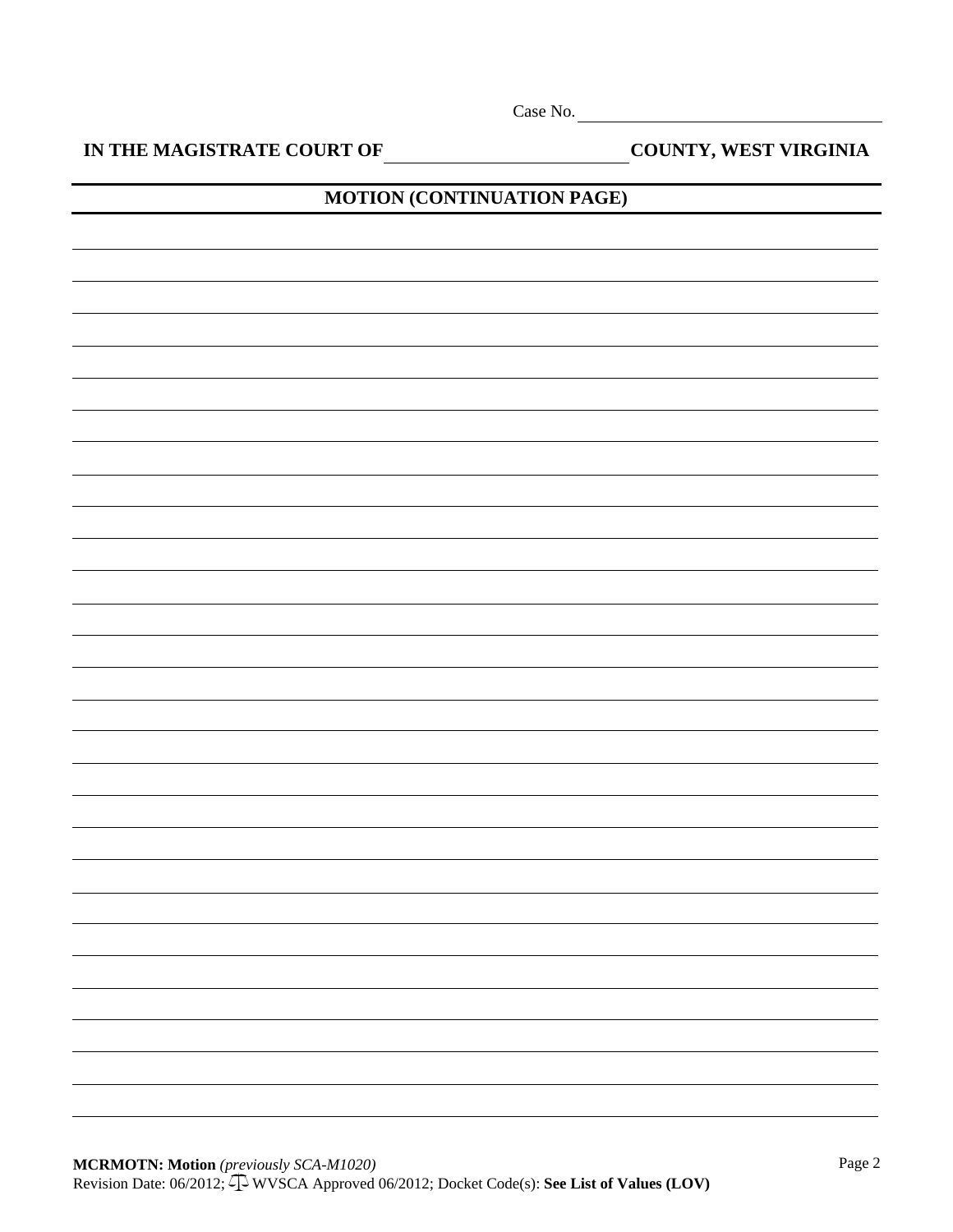Case No. ____________________

**IN THE MAGISTRATE COURT OF ____________________ COUNTY, WEST VIRGINIA**

## MOTION (CONTINUATION PAGE)

______________________________________________________________________________

______________________________________________________________________________

______________________________________________________________________________

______________________________________________________________________________

______________________________________________________________________________

______________________________________________________________________________

______________________________________________________________________________

______________________________________________________________________________

______________________________________________________________________________

______________________________________________________________________________

______________________________________________________________________________

______________________________________________________________________________

______________________________________________________________________________

______________________________________________________________________________

______________________________________________________________________________

______________________________________________________________________________

______________________________________________________________________________

______________________________________________________________________________

______________________________________________________________________________

______________________________________________________________________________

______________________________________________________________________________

______________________________________________________________________________

______________________________________________________________________________

______________________________________________________________________________

______________________________________________________________________________

______________________________________________________________________________

______________________________________________________________________________

**MCRMOTN: Motion** *(previously SCA-M1020)*
Revision Date: 06/2012; WVSCA Approved 06/2012; Docket Code(s): **See List of Values (LOV)**